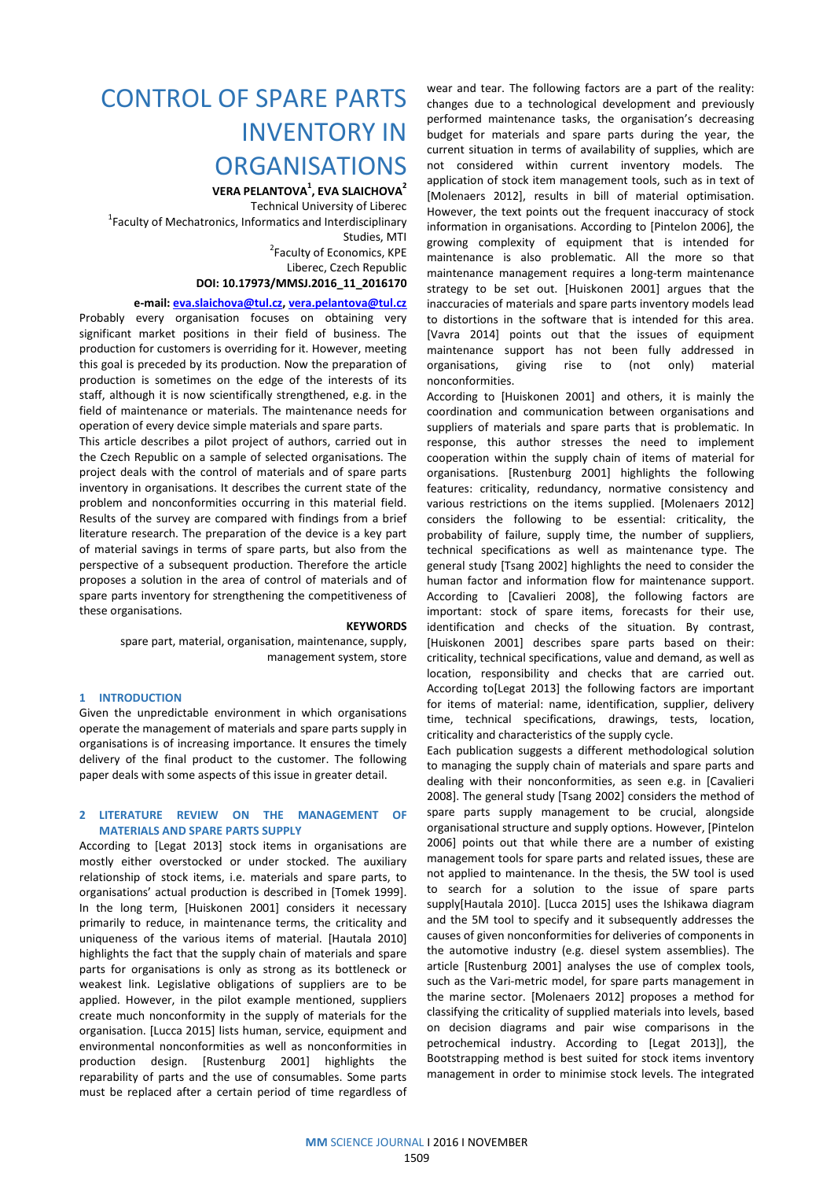# CONTROL OF SPARE PARTS INVENTORY IN ORGANISATIONS

**VERA PELANTOVA[1], EVA SLAICHOVA[2]**

Technical University of Liberec

[1]Faculty of Mechatronics, Informatics and Interdisciplinary Studies, MTI

[2]Faculty of Economics, KPE

Liberec, Czech Republic

**DOI: 10.17973/MMSJ.2016_11_2016170**

**e-mail: eva.slaichova@tul.cz, vera.pelantova@tul.cz**

Probably every organisation focuses on obtaining very significant market positions in their field of business. The production for customers is overriding for it. However, meeting this goal is preceded by its production. Now the preparation of production is sometimes on the edge of the interests of its staff, although it is now scientifically strengthened, e.g. in the field of maintenance or materials. The maintenance needs for operation of every device simple materials and spare parts.

This article describes a pilot project of authors, carried out in the Czech Republic on a sample of selected organisations. The project deals with the control of materials and of spare parts inventory in organisations. It describes the current state of the problem and nonconformities occurring in this material field. Results of the survey are compared with findings from a brief literature research. The preparation of the device is a key part of material savings in terms of spare parts, but also from the perspective of a subsequent production. Therefore the article proposes a solution in the area of control of materials and of spare parts inventory for strengthening the competitiveness of these organisations.

**KEYWORDS**

spare part, material, organisation, maintenance, supply, management system, store

## 1 INTRODUCTION

Given the unpredictable environment in which organisations operate the management of materials and spare parts supply in organisations is of increasing importance. It ensures the timely delivery of the final product to the customer. The following paper deals with some aspects of this issue in greater detail.

## 2 LITERATURE REVIEW ON THE MANAGEMENT OF MATERIALS AND SPARE PARTS SUPPLY

According to [Legat 2013] stock items in organisations are mostly either overstocked or under stocked. The auxiliary relationship of stock items, i.e. materials and spare parts, to organisations' actual production is described in [Tomek 1999]. In the long term, [Huiskonen 2001] considers it necessary primarily to reduce, in maintenance terms, the criticality and uniqueness of the various items of material. [Hautala 2010] highlights the fact that the supply chain of materials and spare parts for organisations is only as strong as its bottleneck or weakest link. Legislative obligations of suppliers are to be applied. However, in the pilot example mentioned, suppliers create much nonconformity in the supply of materials for the organisation. [Lucca 2015] lists human, service, equipment and environmental nonconformities as well as nonconformities in production design. [Rustenburg 2001] highlights the reparability of parts and the use of consumables. Some parts must be replaced after a certain period of time regardless of wear and tear. The following factors are a part of the reality: changes due to a technological development and previously performed maintenance tasks, the organisation's decreasing budget for materials and spare parts during the year, the current situation in terms of availability of supplies, which are not considered within current inventory models. The application of stock item management tools, such as in text of [Molenaers 2012], results in bill of material optimisation. However, the text points out the frequent inaccuracy of stock information in organisations. According to [Pintelon 2006], the growing complexity of equipment that is intended for maintenance is also problematic. All the more so that maintenance management requires a long-term maintenance strategy to be set out. [Huiskonen 2001] argues that the inaccuracies of materials and spare parts inventory models lead to distortions in the software that is intended for this area. [Vavra 2014] points out that the issues of equipment maintenance support has not been fully addressed in organisations, giving rise to (not only) material nonconformities.

According to [Huiskonen 2001] and others, it is mainly the coordination and communication between organisations and suppliers of materials and spare parts that is problematic. In response, this author stresses the need to implement cooperation within the supply chain of items of material for organisations. [Rustenburg 2001] highlights the following features: criticality, redundancy, normative consistency and various restrictions on the items supplied. [Molenaers 2012] considers the following to be essential: criticality, the probability of failure, supply time, the number of suppliers, technical specifications as well as maintenance type. The general study [Tsang 2002] highlights the need to consider the human factor and information flow for maintenance support. According to [Cavalieri 2008], the following factors are important: stock of spare items, forecasts for their use, identification and checks of the situation. By contrast, [Huiskonen 2001] describes spare parts based on their: criticality, technical specifications, value and demand, as well as location, responsibility and checks that are carried out. According to[Legat 2013] the following factors are important for items of material: name, identification, supplier, delivery time, technical specifications, drawings, tests, location, criticality and characteristics of the supply cycle.

Each publication suggests a different methodological solution to managing the supply chain of materials and spare parts and dealing with their nonconformities, as seen e.g. in [Cavalieri 2008]. The general study [Tsang 2002] considers the method of spare parts supply management to be crucial, alongside organisational structure and supply options. However, [Pintelon 2006] points out that while there are a number of existing management tools for spare parts and related issues, these are not applied to maintenance. In the thesis, the 5W tool is used to search for a solution to the issue of spare parts supply[Hautala 2010]. [Lucca 2015] uses the Ishikawa diagram and the 5M tool to specify and it subsequently addresses the causes of given nonconformities for deliveries of components in the automotive industry (e.g. diesel system assemblies). The article [Rustenburg 2001] analyses the use of complex tools, such as the Vari-metric model, for spare parts management in the marine sector. [Molenaers 2012] proposes a method for classifying the criticality of supplied materials into levels, based on decision diagrams and pair wise comparisons in the petrochemical industry. According to [Legat 2013]], the Bootstrapping method is best suited for stock items inventory management in order to minimise stock levels. The integrated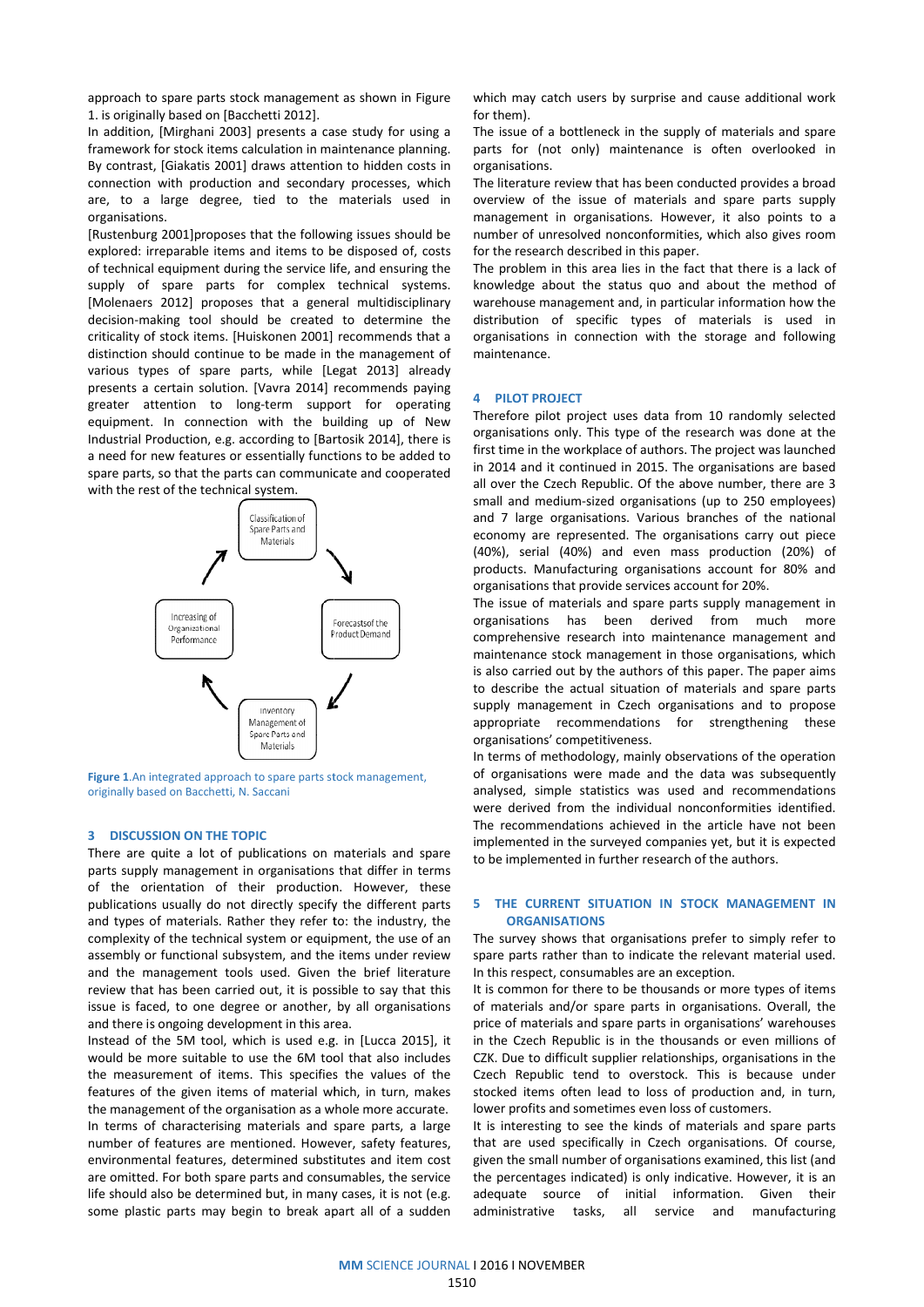approach to spare parts stock management as shown in Figure 1. is originally based on [Bacchetti 2012].

In addition, [Mirghani 2003] presents a case study for using a framework for stock items calculation in maintenance planning. By contrast, [Giakatis 2001] draws attention to hidden costs in connection with production and secondary processes, which are, to a large degree, tied to the materials used in organisations.

[Rustenburg 2001]proposes that the following issues should be explored: irreparable items and items to be disposed of, costs of technical equipment during the service life, and ensuring the supply of spare parts for complex technical systems. [Molenaers 2012] proposes that a general multidisciplinary decision-making tool should be created to determine the criticality of stock items. [Huiskonen 2001] recommends that a distinction should continue to be made in the management of various types of spare parts, while [Legat 2013] already presents a certain solution. [Vavra 2014] recommends paying greater attention to long-term support for operating equipment. In connection with the building up of New Industrial Production, e.g. according to [Bartosik 2014], there is a need for new features or essentially functions to be added to spare parts, so that the parts can communicate and cooperated with the rest of the technical system.

Classification of Spare Parts and Materials → Forecasts of the Product Demand → Inventory Management of Spare Parts and Materials → Increasing of Organizational Performance → (back to Classification of Spare Parts and Materials)

**Figure 1**.An integrated approach to spare parts stock management, originally based on Bacchetti, N. Saccani

## 3 DISCUSSION ON THE TOPIC

There are quite a lot of publications on materials and spare parts supply management in organisations that differ in terms of the orientation of their production. However, these publications usually do not directly specify the different parts and types of materials. Rather they refer to: the industry, the complexity of the technical system or equipment, the use of an assembly or functional subsystem, and the items under review and the management tools used. Given the brief literature review that has been carried out, it is possible to say that this issue is faced, to one degree or another, by all organisations and there is ongoing development in this area.

Instead of the 5M tool, which is used e.g. in [Lucca 2015], it would be more suitable to use the 6M tool that also includes the measurement of items. This specifies the values of the features of the given items of material which, in turn, makes the management of the organisation as a whole more accurate.

In terms of characterising materials and spare parts, a large number of features are mentioned. However, safety features, environmental features, determined substitutes and item cost are omitted. For both spare parts and consumables, the service life should also be determined but, in many cases, it is not (e.g. some plastic parts may begin to break apart all of a sudden which may catch users by surprise and cause additional work for them).

The issue of a bottleneck in the supply of materials and spare parts for (not only) maintenance is often overlooked in organisations.

The literature review that has been conducted provides a broad overview of the issue of materials and spare parts supply management in organisations. However, it also points to a number of unresolved nonconformities, which also gives room for the research described in this paper.

The problem in this area lies in the fact that there is a lack of knowledge about the status quo and about the method of warehouse management and, in particular information how the distribution of specific types of materials is used in organisations in connection with the storage and following maintenance.

## 4 PILOT PROJECT

Therefore pilot project uses data from 10 randomly selected organisations only. This type of the research was done at the first time in the workplace of authors. The project was launched in 2014 and it continued in 2015. The organisations are based all over the Czech Republic. Of the above number, there are 3 small and medium-sized organisations (up to 250 employees) and 7 large organisations. Various branches of the national economy are represented. The organisations carry out piece (40%), serial (40%) and even mass production (20%) of products. Manufacturing organisations account for 80% and organisations that provide services account for 20%.

The issue of materials and spare parts supply management in organisations has been derived from much more comprehensive research into maintenance management and maintenance stock management in those organisations, which is also carried out by the authors of this paper. The paper aims to describe the actual situation of materials and spare parts supply management in Czech organisations and to propose appropriate recommendations for strengthening these organisations' competitiveness.

In terms of methodology, mainly observations of the operation of organisations were made and the data was subsequently analysed, simple statistics was used and recommendations were derived from the individual nonconformities identified. The recommendations achieved in the article have not been implemented in the surveyed companies yet, but it is expected to be implemented in further research of the authors.

## 5 THE CURRENT SITUATION IN STOCK MANAGEMENT IN ORGANISATIONS

The survey shows that organisations prefer to simply refer to spare parts rather than to indicate the relevant material used. In this respect, consumables are an exception.

It is common for there to be thousands or more types of items of materials and/or spare parts in organisations. Overall, the price of materials and spare parts in organisations' warehouses in the Czech Republic is in the thousands or even millions of CZK. Due to difficult supplier relationships, organisations in the Czech Republic tend to overstock. This is because under stocked items often lead to loss of production and, in turn, lower profits and sometimes even loss of customers.

It is interesting to see the kinds of materials and spare parts that are used specifically in Czech organisations. Of course, given the small number of organisations examined, this list (and the percentages indicated) is only indicative. However, it is an adequate source of initial information. Given their administrative tasks, all service and manufacturing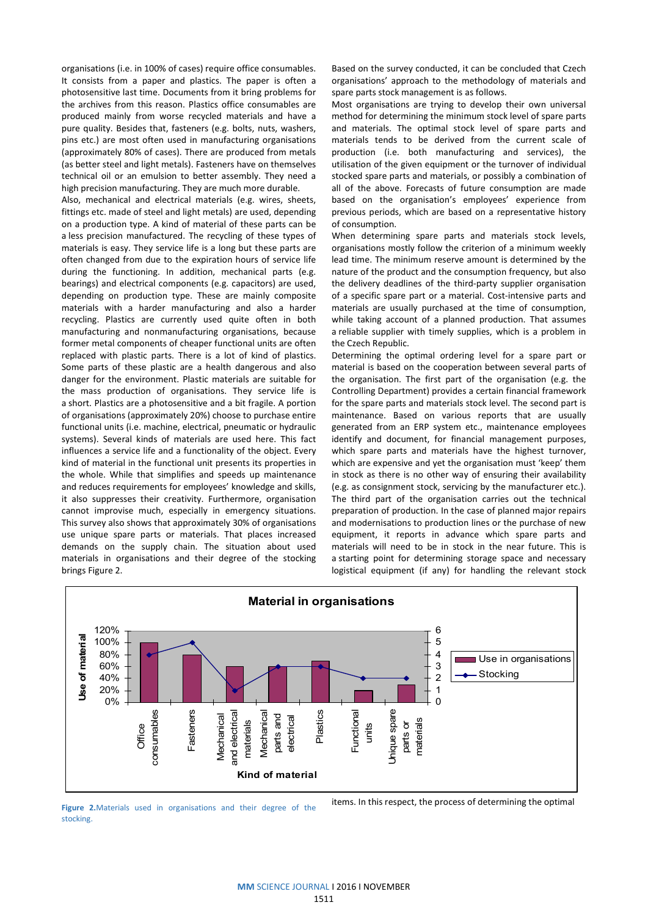organisations (i.e. in 100% of cases) require office consumables. It consists from a paper and plastics. The paper is often a photosensitive last time. Documents from it bring problems for the archives from this reason. Plastics office consumables are produced mainly from worse recycled materials and have a pure quality. Besides that, fasteners (e.g. bolts, nuts, washers, pins etc.) are most often used in manufacturing organisations (approximately 80% of cases). There are produced from metals (as better steel and light metals). Fasteners have on themselves technical oil or an emulsion to better assembly. They need a high precision manufacturing. They are much more durable.

Also, mechanical and electrical materials (e.g. wires, sheets, fittings etc. made of steel and light metals) are used, depending on a production type. A kind of material of these parts can be a less precision manufactured. The recycling of these types of materials is easy. They service life is a long but these parts are often changed from due to the expiration hours of service life during the functioning. In addition, mechanical parts (e.g. bearings) and electrical components (e.g. capacitors) are used, depending on production type. These are mainly composite materials with a harder manufacturing and also a harder recycling. Plastics are currently used quite often in both manufacturing and nonmanufacturing organisations, because former metal components of cheaper functional units are often replaced with plastic parts. There is a lot of kind of plastics. Some parts of these plastic are a health dangerous and also danger for the environment. Plastic materials are suitable for the mass production of organisations. They service life is a short. Plastics are a photosensitive and a bit fragile. A portion of organisations (approximately 20%) choose to purchase entire functional units (i.e. machine, electrical, pneumatic or hydraulic systems). Several kinds of materials are used here. This fact influences a service life and a functionality of the object. Every kind of material in the functional unit presents its properties in the whole. While that simplifies and speeds up maintenance and reduces requirements for employees' knowledge and skills, it also suppresses their creativity. Furthermore, organisation cannot improvise much, especially in emergency situations. This survey also shows that approximately 30% of organisations use unique spare parts or materials. That places increased demands on the supply chain. The situation about used materials in organisations and their degree of the stocking brings Figure 2.

**Material in organisations**

| Kind of material | Use in organisations | Stocking |
|---|---|---|
| Office consumables | 100% | 4 |
| Fasteners | 80% | 5 |
| Mechanical and electrical materials | 60% | 1 |
| Mechanical parts and electrical | 60% | 3 |
| Plastics | 70% | 3 |
| Functional units | 20% | 2 |
| Unique spare parts or materials | 30% | 2 |

**Figure 2.** Materials used in organisations and their degree of the stocking.

Based on the survey conducted, it can be concluded that Czech organisations' approach to the methodology of materials and spare parts stock management is as follows.

Most organisations are trying to develop their own universal method for determining the minimum stock level of spare parts and materials. The optimal stock level of spare parts and materials tends to be derived from the current scale of production (i.e. both manufacturing and services), the utilisation of the given equipment or the turnover of individual stocked spare parts and materials, or possibly a combination of all of the above. Forecasts of future consumption are made based on the organisation's employees' experience from previous periods, which are based on a representative history of consumption.

When determining spare parts and materials stock levels, organisations mostly follow the criterion of a minimum weekly lead time. The minimum reserve amount is determined by the nature of the product and the consumption frequency, but also the delivery deadlines of the third-party supplier organisation of a specific spare part or a material. Cost-intensive parts and materials are usually purchased at the time of consumption, while taking account of a planned production. That assumes a reliable supplier with timely supplies, which is a problem in the Czech Republic.

Determining the optimal ordering level for a spare part or material is based on the cooperation between several parts of the organisation. The first part of the organisation (e.g. the Controlling Department) provides a certain financial framework for the spare parts and materials stock level. The second part is maintenance. Based on various reports that are usually generated from an ERP system etc., maintenance employees identify and document, for financial management purposes, which spare parts and materials have the highest turnover, which are expensive and yet the organisation must 'keep' them in stock as there is no other way of ensuring their availability (e.g. as consignment stock, servicing by the manufacturer etc.). The third part of the organisation carries out the technical preparation of production. In the case of planned major repairs and modernisations to production lines or the purchase of new equipment, it reports in advance which spare parts and materials will need to be in stock in the near future. This is a starting point for determining storage space and necessary logistical equipment (if any) for handling the relevant stock items. In this respect, the process of determining the optimal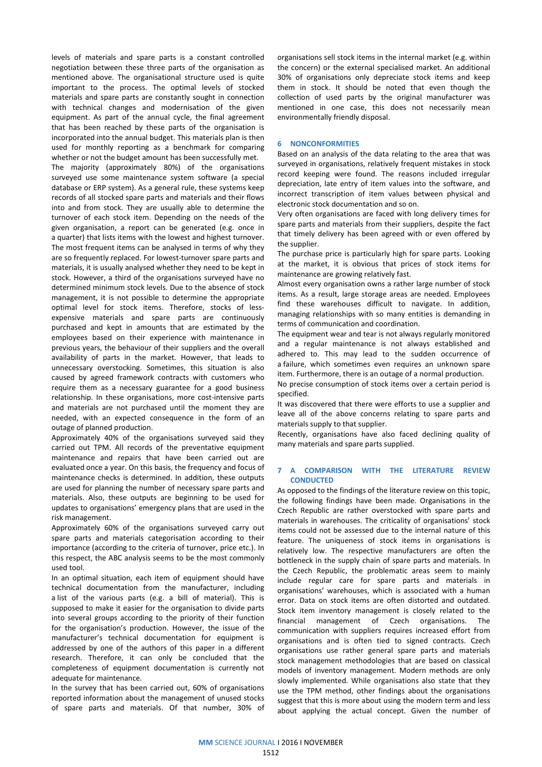levels of materials and spare parts is a constant controlled negotiation between these three parts of the organisation as mentioned above. The organisational structure used is quite important to the process. The optimal levels of stocked materials and spare parts are constantly sought in connection with technical changes and modernisation of the given equipment. As part of the annual cycle, the final agreement that has been reached by these parts of the organisation is incorporated into the annual budget. This materials plan is then used for monthly reporting as a benchmark for comparing whether or not the budget amount has been successfully met.

The majority (approximately 80%) of the organisations surveyed use some maintenance system software (a special database or ERP system). As a general rule, these systems keep records of all stocked spare parts and materials and their flows into and from stock. They are usually able to determine the turnover of each stock item. Depending on the needs of the given organisation, a report can be generated (e.g. once in a quarter) that lists items with the lowest and highest turnover. The most frequent items can be analysed in terms of why they are so frequently replaced. For lowest-turnover spare parts and materials, it is usually analysed whether they need to be kept in stock. However, a third of the organisations surveyed have no determined minimum stock levels. Due to the absence of stock management, it is not possible to determine the appropriate optimal level for stock items. Therefore, stocks of less-expensive materials and spare parts are continuously purchased and kept in amounts that are estimated by the employees based on their experience with maintenance in previous years, the behaviour of their suppliers and the overall availability of parts in the market. However, that leads to unnecessary overstocking. Sometimes, this situation is also caused by agreed framework contracts with customers who require them as a necessary guarantee for a good business relationship. In these organisations, more cost-intensive parts and materials are not purchased until the moment they are needed, with an expected consequence in the form of an outage of planned production.

Approximately 40% of the organisations surveyed said they carried out TPM. All records of the preventative equipment maintenance and repairs that have been carried out are evaluated once a year. On this basis, the frequency and focus of maintenance checks is determined. In addition, these outputs are used for planning the number of necessary spare parts and materials. Also, these outputs are beginning to be used for updates to organisations' emergency plans that are used in the risk management.

Approximately 60% of the organisations surveyed carry out spare parts and materials categorisation according to their importance (according to the criteria of turnover, price etc.). In this respect, the ABC analysis seems to be the most commonly used tool.

In an optimal situation, each item of equipment should have technical documentation from the manufacturer, including a list of the various parts (e.g. a bill of material). This is supposed to make it easier for the organisation to divide parts into several groups according to the priority of their function for the organisation's production. However, the issue of the manufacturer's technical documentation for equipment is addressed by one of the authors of this paper in a different research. Therefore, it can only be concluded that the completeness of equipment documentation is currently not adequate for maintenance.

In the survey that has been carried out, 60% of organisations reported information about the management of unused stocks of spare parts and materials. Of that number, 30% of organisations sell stock items in the internal market (e.g. within the concern) or the external specialised market. An additional 30% of organisations only depreciate stock items and keep them in stock. It should be noted that even though the collection of used parts by the original manufacturer was mentioned in one case, this does not necessarily mean environmentally friendly disposal.

## 6 NONCONFORMITIES

Based on an analysis of the data relating to the area that was surveyed in organisations, relatively frequent mistakes in stock record keeping were found. The reasons included irregular depreciation, late entry of item values into the software, and incorrect transcription of item values between physical and electronic stock documentation and so on.

Very often organisations are faced with long delivery times for spare parts and materials from their suppliers, despite the fact that timely delivery has been agreed with or even offered by the supplier.

The purchase price is particularly high for spare parts. Looking at the market, it is obvious that prices of stock items for maintenance are growing relatively fast.

Almost every organisation owns a rather large number of stock items. As a result, large storage areas are needed. Employees find these warehouses difficult to navigate. In addition, managing relationships with so many entities is demanding in terms of communication and coordination.

The equipment wear and tear is not always regularly monitored and a regular maintenance is not always established and adhered to. This may lead to the sudden occurrence of a failure, which sometimes even requires an unknown spare item. Furthermore, there is an outage of a normal production.

No precise consumption of stock items over a certain period is specified.

It was discovered that there were efforts to use a supplier and leave all of the above concerns relating to spare parts and materials supply to that supplier.

Recently, organisations have also faced declining quality of many materials and spare parts supplied.

## 7 A COMPARISON WITH THE LITERATURE REVIEW CONDUCTED

As opposed to the findings of the literature review on this topic, the following findings have been made. Organisations in the Czech Republic are rather overstocked with spare parts and materials in warehouses. The criticality of organisations' stock items could not be assessed due to the internal nature of this feature. The uniqueness of stock items in organisations is relatively low. The respective manufacturers are often the bottleneck in the supply chain of spare parts and materials. In the Czech Republic, the problematic areas seem to mainly include regular care for spare parts and materials in organisations' warehouses, which is associated with a human error. Data on stock items are often distorted and outdated. Stock item inventory management is closely related to the financial management of Czech organisations. The communication with suppliers requires increased effort from organisations and is often tied to signed contracts. Czech organisations use rather general spare parts and materials stock management methodologies that are based on classical models of inventory management. Modern methods are only slowly implemented. While organisations also state that they use the TPM method, other findings about the organisations suggest that this is more about using the modern term and less about applying the actual concept. Given the number of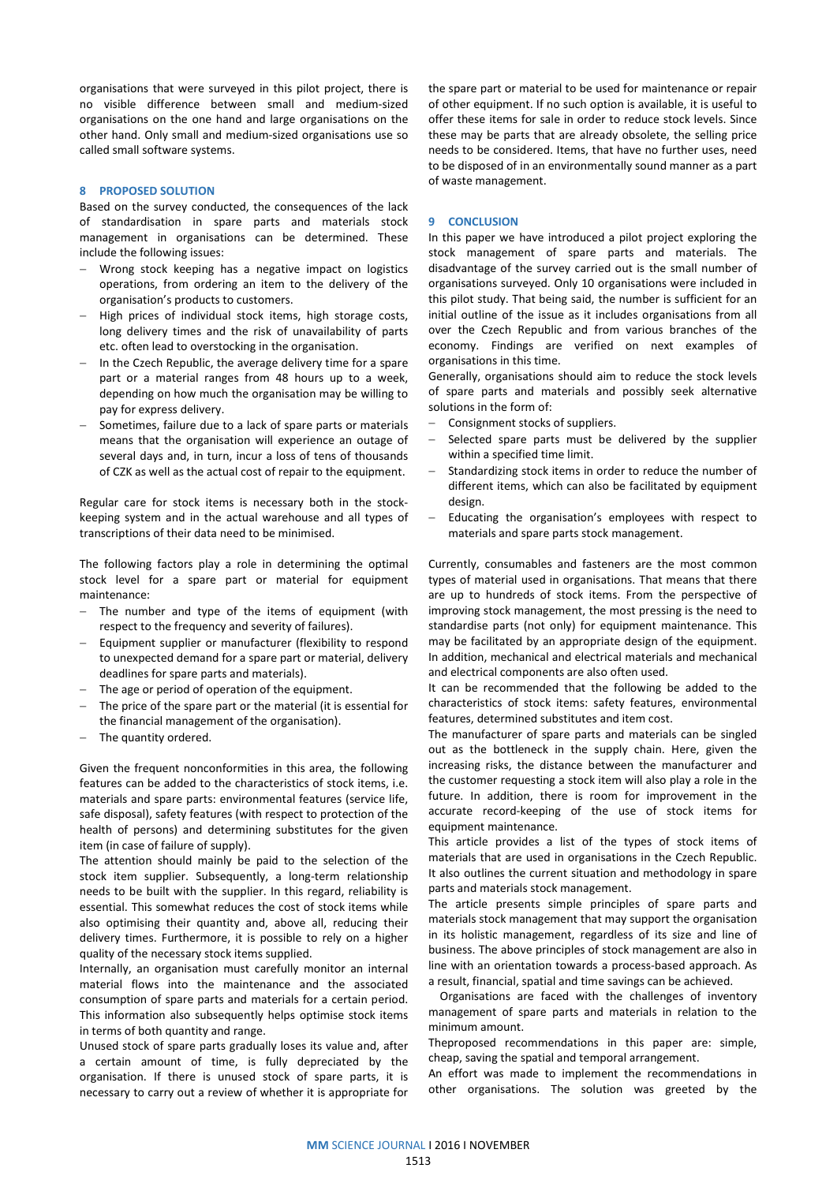organisations that were surveyed in this pilot project, there is no visible difference between small and medium-sized organisations on the one hand and large organisations on the other hand. Only small and medium-sized organisations use so called small software systems.

## 8 PROPOSED SOLUTION

Based on the survey conducted, the consequences of the lack of standardisation in spare parts and materials stock management in organisations can be determined. These include the following issues:

- Wrong stock keeping has a negative impact on logistics operations, from ordering an item to the delivery of the organisation's products to customers.
- High prices of individual stock items, high storage costs, long delivery times and the risk of unavailability of parts etc. often lead to overstocking in the organisation.
- In the Czech Republic, the average delivery time for a spare part or a material ranges from 48 hours up to a week, depending on how much the organisation may be willing to pay for express delivery.
- Sometimes, failure due to a lack of spare parts or materials means that the organisation will experience an outage of several days and, in turn, incur a loss of tens of thousands of CZK as well as the actual cost of repair to the equipment.

Regular care for stock items is necessary both in the stock-keeping system and in the actual warehouse and all types of transcriptions of their data need to be minimised.

The following factors play a role in determining the optimal stock level for a spare part or material for equipment maintenance:

- The number and type of the items of equipment (with respect to the frequency and severity of failures).
- Equipment supplier or manufacturer (flexibility to respond to unexpected demand for a spare part or material, delivery deadlines for spare parts and materials).
- The age or period of operation of the equipment.
- The price of the spare part or the material (it is essential for the financial management of the organisation).
- The quantity ordered.

Given the frequent nonconformities in this area, the following features can be added to the characteristics of stock items, i.e. materials and spare parts: environmental features (service life, safe disposal), safety features (with respect to protection of the health of persons) and determining substitutes for the given item (in case of failure of supply).

The attention should mainly be paid to the selection of the stock item supplier. Subsequently, a long-term relationship needs to be built with the supplier. In this regard, reliability is essential. This somewhat reduces the cost of stock items while also optimising their quantity and, above all, reducing their delivery times. Furthermore, it is possible to rely on a higher quality of the necessary stock items supplied.

Internally, an organisation must carefully monitor an internal material flows into the maintenance and the associated consumption of spare parts and materials for a certain period. This information also subsequently helps optimise stock items in terms of both quantity and range.

Unused stock of spare parts gradually loses its value and, after a certain amount of time, is fully depreciated by the organisation. If there is unused stock of spare parts, it is necessary to carry out a review of whether it is appropriate for the spare part or material to be used for maintenance or repair of other equipment. If no such option is available, it is useful to offer these items for sale in order to reduce stock levels. Since these may be parts that are already obsolete, the selling price needs to be considered. Items, that have no further uses, need to be disposed of in an environmentally sound manner as a part of waste management.

## 9 CONCLUSION

In this paper we have introduced a pilot project exploring the stock management of spare parts and materials. The disadvantage of the survey carried out is the small number of organisations surveyed. Only 10 organisations were included in this pilot study. That being said, the number is sufficient for an initial outline of the issue as it includes organisations from all over the Czech Republic and from various branches of the economy. Findings are verified on next examples of organisations in this time.

Generally, organisations should aim to reduce the stock levels of spare parts and materials and possibly seek alternative solutions in the form of:

- Consignment stocks of suppliers.
- Selected spare parts must be delivered by the supplier within a specified time limit.
- Standardizing stock items in order to reduce the number of different items, which can also be facilitated by equipment design.
- Educating the organisation's employees with respect to materials and spare parts stock management.

Currently, consumables and fasteners are the most common types of material used in organisations. That means that there are up to hundreds of stock items. From the perspective of improving stock management, the most pressing is the need to standardise parts (not only) for equipment maintenance. This may be facilitated by an appropriate design of the equipment. In addition, mechanical and electrical materials and mechanical and electrical components are also often used.

It can be recommended that the following be added to the characteristics of stock items: safety features, environmental features, determined substitutes and item cost.

The manufacturer of spare parts and materials can be singled out as the bottleneck in the supply chain. Here, given the increasing risks, the distance between the manufacturer and the customer requesting a stock item will also play a role in the future. In addition, there is room for improvement in the accurate record-keeping of the use of stock items for equipment maintenance.

This article provides a list of the types of stock items of materials that are used in organisations in the Czech Republic. It also outlines the current situation and methodology in spare parts and materials stock management.

The article presents simple principles of spare parts and materials stock management that may support the organisation in its holistic management, regardless of its size and line of business. The above principles of stock management are also in line with an orientation towards a process-based approach. As a result, financial, spatial and time savings can be achieved.

Organisations are faced with the challenges of inventory management of spare parts and materials in relation to the minimum amount.

Theproposed recommendations in this paper are: simple, cheap, saving the spatial and temporal arrangement.

An effort was made to implement the recommendations in other organisations. The solution was greeted by the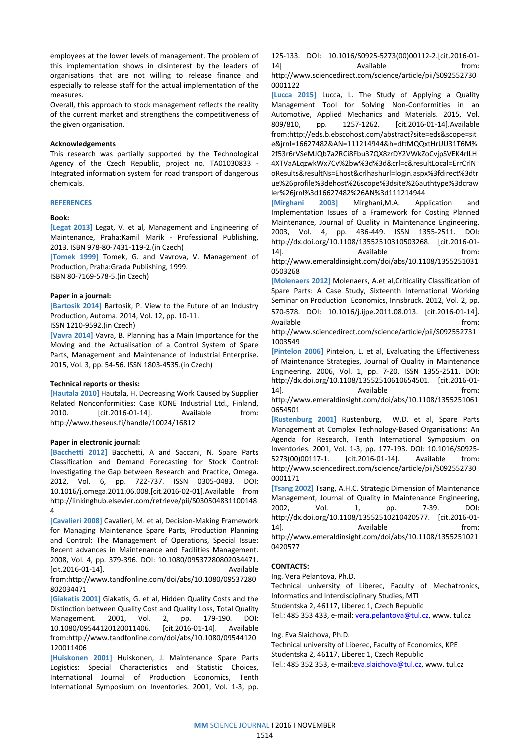employees at the lower levels of management. The problem of this implementation shows in disinterest by the leaders of organisations that are not willing to release finance and especially to release staff for the actual implementation of the measures.

Overall, this approach to stock management reflects the reality of the current market and strengthens the competitiveness of the given organisation.

**Acknowledgements**

This research was partially supported by the Technological Agency of the Czech Republic, project no. TA01030833 - Integrated information system for road transport of dangerous chemicals.

## REFERENCES

**Book:**

[Legat 2013] Legat, V. et al, Management and Engineering of Maintenance, Praha:Kamil Marik - Professional Publishing, 2013. ISBN 978-80-7431-119-2.(in Czech)

[Tomek 1999] Tomek, G. and Vavrova, V. Management of Production, Praha:Grada Publishing, 1999.
ISBN 80-7169-578-5.(in Czech)

**Paper in a journal:**

[Bartosik 2014] Bartosik, P. View to the Future of an Industry Production, Automa. 2014, Vol. 12, pp. 10-11.
ISSN 1210-9592.(in Czech)

[Vavra 2014] Vavra, B. Planning has a Main Importance for the Moving and the Actualisation of a Control System of Spare Parts, Management and Maintenance of Industrial Enterprise. 2015, Vol. 3, pp. 54-56. ISSN 1803-4535.(in Czech)

**Technical reports or thesis:**

[Hautala 2010] Hautala, H. Decreasing Work Caused by Supplier Related Nonconformities: Case KONE Industrial Ltd., Finland, 2010. [cit.2016-01-14]. Available from: http://www.theseus.fi/handle/10024/16812

**Paper in electronic journal:**

[Bacchetti 2012] Bacchetti, A and Saccani, N. Spare Parts Classification and Demand Forecasting for Stock Control: Investigating the Gap between Research and Practice, Omega. 2012, Vol. 6, pp. 722-737. ISSN 0305-0483. DOI: 10.1016/j.omega.2011.06.008.[cit.2016-01-14].Available from http://linkinghub.elsevier.com/retrieve/pii/S0305048311001484

[Cavalieri 2008] Cavalieri, M. et al, Decision-Making Framework for Managing Maintenance Spare Parts, Production Planning and Control: The Management of Operations, Special Issue: Recent advances in Maintenance and Facilities Management. 2008, Vol. 4, pp. 379-396. DOI: 10.1080/09537280802034471. [cit.2016-01-14]. Available from:http://www.tandfonline.com/doi/abs/10.1080/09537280802034471

[Giakatis 2001] Giakatis, G. et al, Hidden Quality Costs and the Distinction between Quality Cost and Quality Loss, Total Quality Management. 2001, Vol. 2, pp. 179-190. DOI: 10.1080/09544120120011406. [cit.2016-01-14]. Available from:http://www.tandfonline.com/doi/abs/10.1080/09544120120011406

[Huiskonen 2001] Huiskonen, J. Maintenance Spare Parts Logistics: Special Characteristics and Statistic Choices, International Journal of Production Economics, Tenth International Symposium on Inventories. 2001, Vol. 1-3, pp. 125-133. DOI: 10.1016/S0925-5273(00)00112-2.[cit.2016-01-14] Available from: http://www.sciencedirect.com/science/article/pii/S0925527300001122

[Lucca 2015] Lucca, L. The Study of Applying a Quality Management Tool for Solving Non-Conformities in an Automotive, Applied Mechanics and Materials. 2015, Vol. 809/810, pp. 1257-1262. [cit.2016-01-14].Available from:http://eds.b.ebscohost.com/abstract?site=eds&scope=site&jrnl=16627482&AN=111214944&h=dftMQQxtHrUU31T6M%2f53r6rVSeMJQb7a2RCi8Fbu37QX8zrDY2VWkZoCvjpSVEK4rILH4XTVaALqzwkWx7Cv%2bw%3d%3d&crl=c&resultLocal=ErrCrlNoResults&resultNs=Ehost&crlhashurl=login.aspx%3fdirect%3dtrue%26profile%3dehost%26scope%3dsite%26authtype%3dcrawler%26jrnl%3d16627482%26AN%3d111214944

[Mirghani 2003] Mirghani,M.A. Application and Implementation Issues of a Framework for Costing Planned Maintenance, Journal of Quality in Maintenance Engineering. 2003, Vol. 4, pp. 436-449. ISSN 1355-2511. DOI: http://dx.doi.org/10.1108/13552510310503268. [cit.2016-01-14]. Available from: http://www.emeraldinsight.com/doi/abs/10.1108/13552510310503268

[Molenaers 2012] Molenaers, A.et al,Criticality Classification of Spare Parts: A Case Study, Sixteenth International Working Seminar on Production Economics, Innsbruck. 2012, Vol. 2, pp. 570-578. DOI: 10.1016/j.ijpe.2011.08.013. [cit.2016-01-14]. Available from: http://www.sciencedirect.com/science/article/pii/S0925527311003549

[Pintelon 2006] Pintelon, L. et al, Evaluating the Effectiveness of Maintenance Strategies, Journal of Quality in Maintenance Engineering. 2006, Vol. 1, pp. 7-20. ISSN 1355-2511. DOI: http://dx.doi.org/10.1108/13552510610654501. [cit.2016-01-14]. Available from: http://www.emeraldinsight.com/doi/abs/10.1108/13552510610654501

[Rustenburg 2001] Rustenburg, W.D. et al, Spare Parts Management at Complex Technology-Based Organisations: An Agenda for Research, Tenth International Symposium on Inventories. 2001, Vol. 1-3, pp. 177-193. DOI: 10.1016/S0925-5273(00)00117-1. [cit.2016-01-14]. Available from: http://www.sciencedirect.com/science/article/pii/S0925527300001171

[Tsang 2002] Tsang, A.H.C. Strategic Dimension of Maintenance Management, Journal of Quality in Maintenance Engineering, 2002, Vol. 1, pp. 7-39. DOI: http://dx.doi.org/10.1108/13552510210420577. [cit.2016-01-14]. Available from: http://www.emeraldinsight.com/doi/abs/10.1108/13552510210420577

**CONTACTS:**

Ing. Vera Pelantova, Ph.D.
Technical university of Liberec, Faculty of Mechatronics, Informatics and Interdisciplinary Studies, MTI
Studentska 2, 46117, Liberec 1, Czech Republic
Tel.: 485 353 433, e-mail: vera.pelantova@tul.cz, www. tul.cz

Ing. Eva Slaichova, Ph.D.
Technical university of Liberec, Faculty of Economics, KPE
Studentska 2, 46117, Liberec 1, Czech Republic
Tel.: 485 352 353, e-mail:eva.slaichova@tul.cz, www. tul.cz